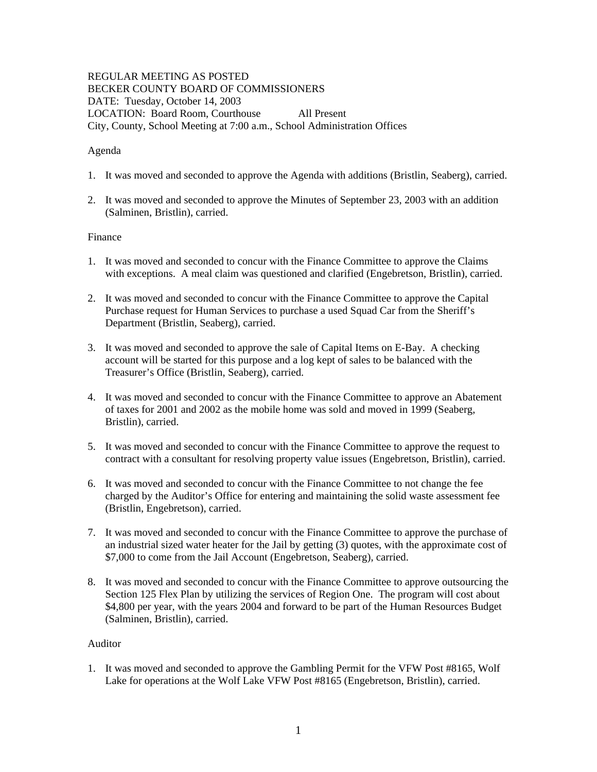REGULAR MEETING AS POSTED
BECKER COUNTY BOARD OF COMMISSIONERS
DATE: Tuesday, October 14, 2003
LOCATION: Board Room, Courthouse All Present
City, County, School Meeting at 7:00 a.m., School Administration Offices

Agenda

1. It was moved and seconded to approve the Agenda with additions (Bristlin, Seaberg), carried.

2. It was moved and seconded to approve the Minutes of September 23, 2003 with an addition (Salminen, Bristlin), carried.

Finance

1. It was moved and seconded to concur with the Finance Committee to approve the Claims with exceptions. A meal claim was questioned and clarified (Engebretson, Bristlin), carried.

2. It was moved and seconded to concur with the Finance Committee to approve the Capital Purchase request for Human Services to purchase a used Squad Car from the Sheriff's Department (Bristlin, Seaberg), carried.

3. It was moved and seconded to approve the sale of Capital Items on E-Bay. A checking account will be started for this purpose and a log kept of sales to be balanced with the Treasurer's Office (Bristlin, Seaberg), carried.

4. It was moved and seconded to concur with the Finance Committee to approve an Abatement of taxes for 2001 and 2002 as the mobile home was sold and moved in 1999 (Seaberg, Bristlin), carried.

5. It was moved and seconded to concur with the Finance Committee to approve the request to contract with a consultant for resolving property value issues (Engebretson, Bristlin), carried.

6. It was moved and seconded to concur with the Finance Committee to not change the fee charged by the Auditor's Office for entering and maintaining the solid waste assessment fee (Bristlin, Engebretson), carried.

7. It was moved and seconded to concur with the Finance Committee to approve the purchase of an industrial sized water heater for the Jail by getting (3) quotes, with the approximate cost of $7,000 to come from the Jail Account (Engebretson, Seaberg), carried.

8. It was moved and seconded to concur with the Finance Committee to approve outsourcing the Section 125 Flex Plan by utilizing the services of Region One. The program will cost about $4,800 per year, with the years 2004 and forward to be part of the Human Resources Budget (Salminen, Bristlin), carried.

Auditor

1. It was moved and seconded to approve the Gambling Permit for the VFW Post #8165, Wolf Lake for operations at the Wolf Lake VFW Post #8165 (Engebretson, Bristlin), carried.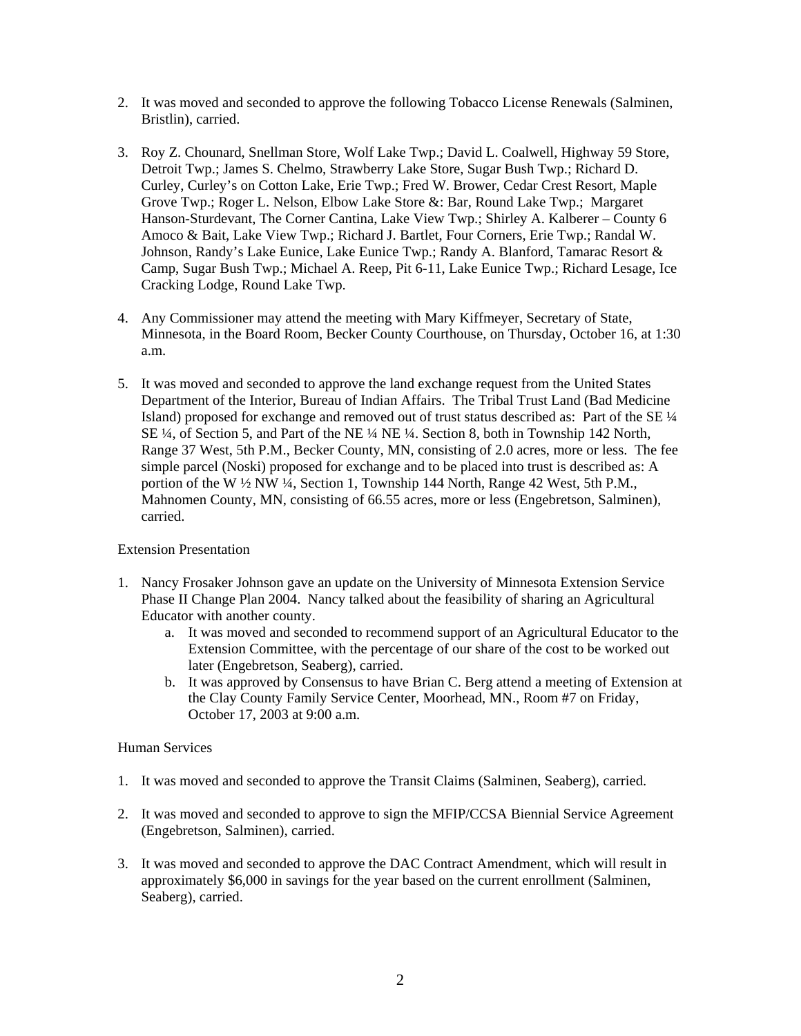2. It was moved and seconded to approve the following Tobacco License Renewals (Salminen, Bristlin), carried.

3. Roy Z. Chounard, Snellman Store, Wolf Lake Twp.; David L. Coalwell, Highway 59 Store, Detroit Twp.; James S. Chelmo, Strawberry Lake Store, Sugar Bush Twp.; Richard D. Curley, Curley's on Cotton Lake, Erie Twp.; Fred W. Brower, Cedar Crest Resort, Maple Grove Twp.; Roger L. Nelson, Elbow Lake Store &: Bar, Round Lake Twp.; Margaret Hanson-Sturdevant, The Corner Cantina, Lake View Twp.; Shirley A. Kalberer – County 6 Amoco & Bait, Lake View Twp.; Richard J. Bartlet, Four Corners, Erie Twp.; Randal W. Johnson, Randy's Lake Eunice, Lake Eunice Twp.; Randy A. Blanford, Tamarac Resort & Camp, Sugar Bush Twp.; Michael A. Reep, Pit 6-11, Lake Eunice Twp.; Richard Lesage, Ice Cracking Lodge, Round Lake Twp.

4. Any Commissioner may attend the meeting with Mary Kiffmeyer, Secretary of State, Minnesota, in the Board Room, Becker County Courthouse, on Thursday, October 16, at 1:30 a.m.

5. It was moved and seconded to approve the land exchange request from the United States Department of the Interior, Bureau of Indian Affairs. The Tribal Trust Land (Bad Medicine Island) proposed for exchange and removed out of trust status described as: Part of the SE ¼ SE ¼, of Section 5, and Part of the NE ¼ NE ¼. Section 8, both in Township 142 North, Range 37 West, 5th P.M., Becker County, MN, consisting of 2.0 acres, more or less. The fee simple parcel (Noski) proposed for exchange and to be placed into trust is described as: A portion of the W ½ NW ¼, Section 1, Township 144 North, Range 42 West, 5th P.M., Mahnomen County, MN, consisting of 66.55 acres, more or less (Engebretson, Salminen), carried.

Extension Presentation

1. Nancy Frosaker Johnson gave an update on the University of Minnesota Extension Service Phase II Change Plan 2004. Nancy talked about the feasibility of sharing an Agricultural Educator with another county.
   a. It was moved and seconded to recommend support of an Agricultural Educator to the Extension Committee, with the percentage of our share of the cost to be worked out later (Engebretson, Seaberg), carried.
   b. It was approved by Consensus to have Brian C. Berg attend a meeting of Extension at the Clay County Family Service Center, Moorhead, MN., Room #7 on Friday, October 17, 2003 at 9:00 a.m.

Human Services

1. It was moved and seconded to approve the Transit Claims (Salminen, Seaberg), carried.

2. It was moved and seconded to approve to sign the MFIP/CCSA Biennial Service Agreement (Engebretson, Salminen), carried.

3. It was moved and seconded to approve the DAC Contract Amendment, which will result in approximately $6,000 in savings for the year based on the current enrollment (Salminen, Seaberg), carried.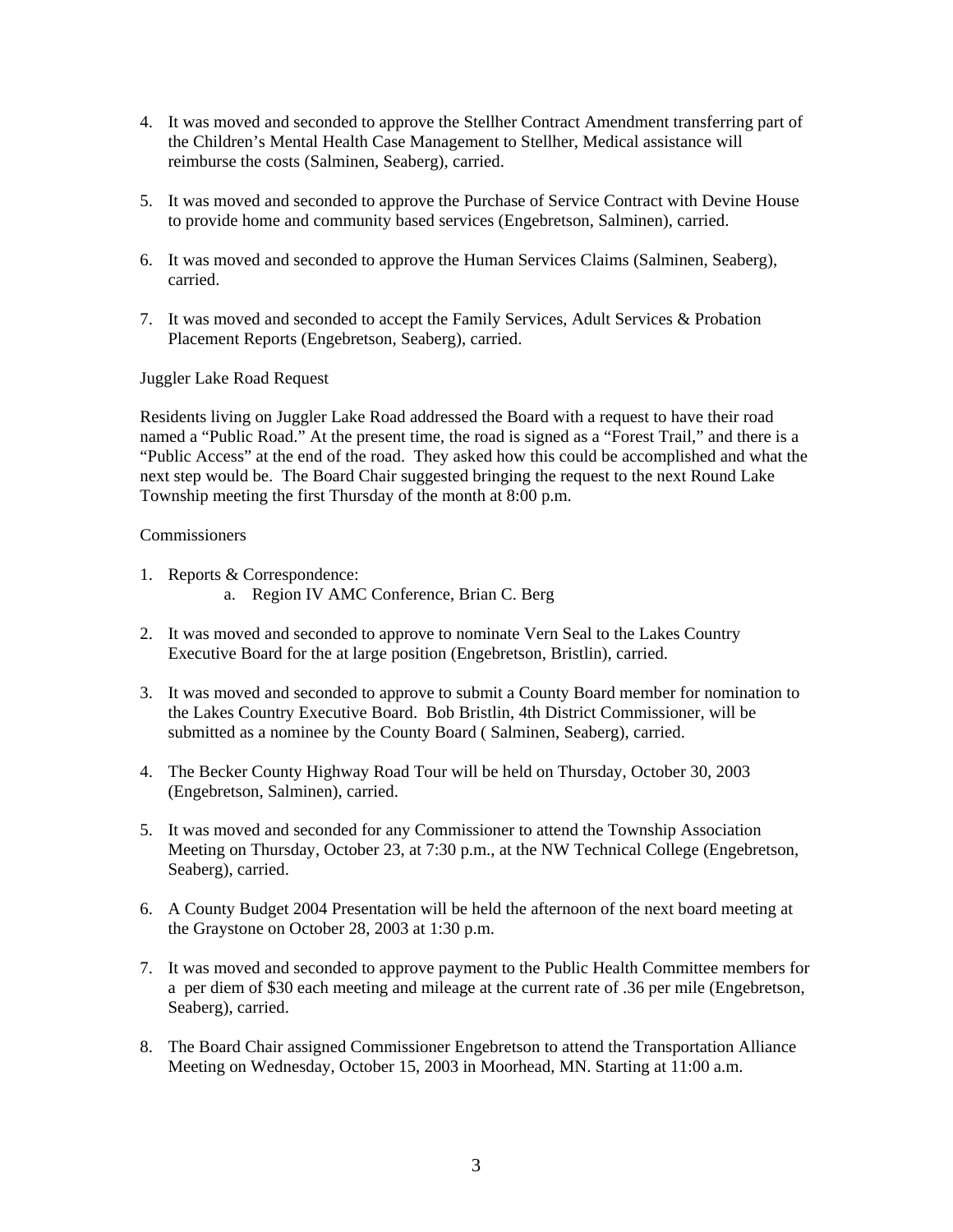4. It was moved and seconded to approve the Stellher Contract Amendment transferring part of the Children's Mental Health Case Management to Stellher, Medical assistance will reimburse the costs (Salminen, Seaberg), carried.

5. It was moved and seconded to approve the Purchase of Service Contract with Devine House to provide home and community based services (Engebretson, Salminen), carried.

6. It was moved and seconded to approve the Human Services Claims (Salminen, Seaberg), carried.

7. It was moved and seconded to accept the Family Services, Adult Services & Probation Placement Reports (Engebretson, Seaberg), carried.

Juggler Lake Road Request

Residents living on Juggler Lake Road addressed the Board with a request to have their road named a "Public Road." At the present time, the road is signed as a "Forest Trail," and there is a "Public Access" at the end of the road. They asked how this could be accomplished and what the next step would be. The Board Chair suggested bringing the request to the next Round Lake Township meeting the first Thursday of the month at 8:00 p.m.

Commissioners

1. Reports & Correspondence:
   a. Region IV AMC Conference, Brian C. Berg

2. It was moved and seconded to approve to nominate Vern Seal to the Lakes Country Executive Board for the at large position (Engebretson, Bristlin), carried.

3. It was moved and seconded to approve to submit a County Board member for nomination to the Lakes Country Executive Board. Bob Bristlin, 4th District Commissioner, will be submitted as a nominee by the County Board ( Salminen, Seaberg), carried.

4. The Becker County Highway Road Tour will be held on Thursday, October 30, 2003 (Engebretson, Salminen), carried.

5. It was moved and seconded for any Commissioner to attend the Township Association Meeting on Thursday, October 23, at 7:30 p.m., at the NW Technical College (Engebretson, Seaberg), carried.

6. A County Budget 2004 Presentation will be held the afternoon of the next board meeting at the Graystone on October 28, 2003 at 1:30 p.m.

7. It was moved and seconded to approve payment to the Public Health Committee members for a per diem of $30 each meeting and mileage at the current rate of .36 per mile (Engebretson, Seaberg), carried.

8. The Board Chair assigned Commissioner Engebretson to attend the Transportation Alliance Meeting on Wednesday, October 15, 2003 in Moorhead, MN. Starting at 11:00 a.m.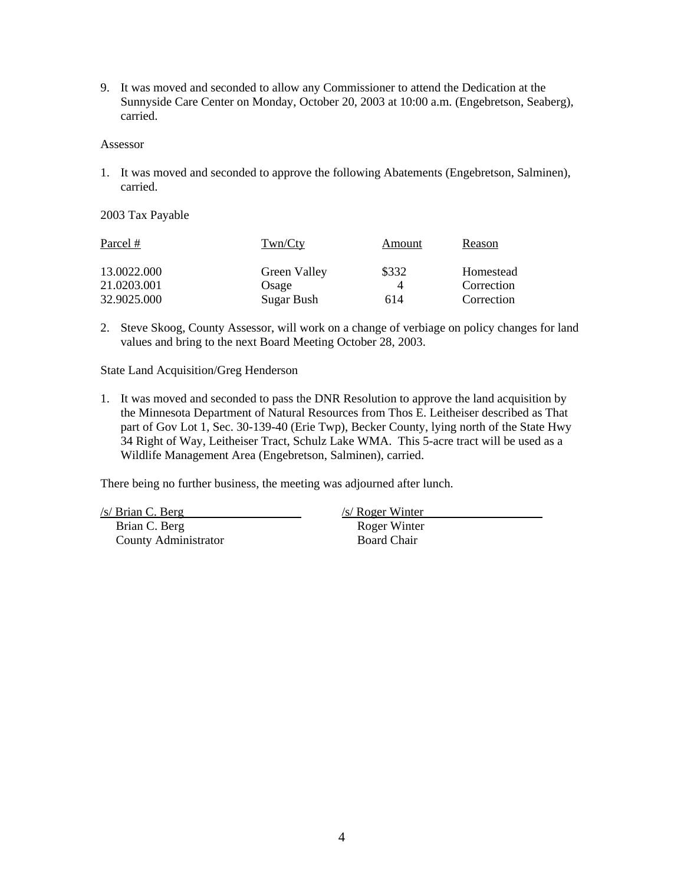9. It was moved and seconded to allow any Commissioner to attend the Dedication at the Sunnyside Care Center on Monday, October 20, 2003 at 10:00 a.m. (Engebretson, Seaberg), carried.

Assessor

1. It was moved and seconded to approve the following Abatements (Engebretson, Salminen), carried.

2003 Tax Payable

| Parcel # | Twn/Cty | Amount | Reason |
|---|---|---|---|
| 13.0022.000 | Green Valley | $332 | Homestead |
| 21.0203.001 | Osage | 4 | Correction |
| 32.9025.000 | Sugar Bush | 614 | Correction |

2. Steve Skoog, County Assessor, will work on a change of verbiage on policy changes for land values and bring to the next Board Meeting October 28, 2003.

State Land Acquisition/Greg Henderson

1. It was moved and seconded to pass the DNR Resolution to approve the land acquisition by the Minnesota Department of Natural Resources from Thos E. Leitheiser described as That part of Gov Lot 1, Sec. 30-139-40 (Erie Twp), Becker County, lying north of the State Hwy 34 Right of Way, Leitheiser Tract, Schulz Lake WMA. This 5-acre tract will be used as a Wildlife Management Area (Engebretson, Salminen), carried.

There being no further business, the meeting was adjourned after lunch.

/s/ Brian C. Berg
Brian C. Berg
County Administrator

/s/ Roger Winter
Roger Winter
Board Chair